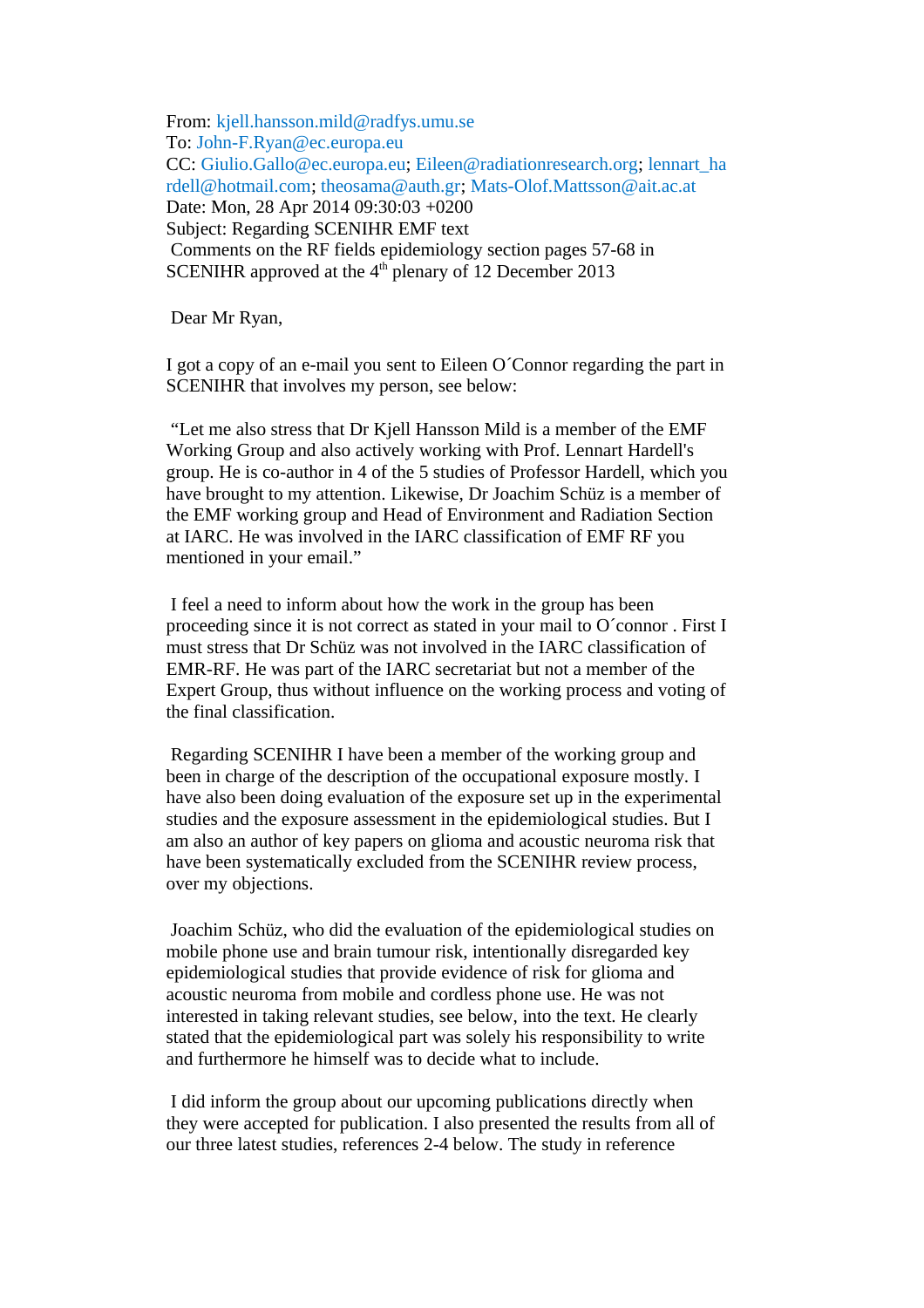From: kjell.hansson.mild@radfys.umu.se
To: John-F.Ryan@ec.europa.eu
CC: Giulio.Gallo@ec.europa.eu; Eileen@radiationresearch.org; lennart_hardell@hotmail.com; theosama@auth.gr; Mats-Olof.Mattsson@ait.ac.at
Date: Mon, 28 Apr 2014 09:30:03 +0200
Subject: Regarding SCENIHR EMF text
Comments on the RF fields epidemiology section pages 57-68 in SCENIHR approved at the 4th plenary of 12 December 2013

Dear Mr Ryan,

I got a copy of an e-mail you sent to Eileen O´Connor regarding the part in SCENIHR that involves my person, see below:

"Let me also stress that Dr Kjell Hansson Mild is a member of the EMF Working Group and also actively working with Prof. Lennart Hardell's group. He is co-author in 4 of the 5 studies of Professor Hardell, which you have brought to my attention. Likewise, Dr Joachim Schüz is a member of the EMF working group and Head of Environment and Radiation Section at IARC. He was involved in the IARC classification of EMF RF you mentioned in your email."

I feel a need to inform about how the work in the group has been proceeding since it is not correct as stated in your mail to O´connor . First I must stress that Dr Schüz was not involved in the IARC classification of EMR-RF. He was part of the IARC secretariat but not a member of the Expert Group, thus without influence on the working process and voting of the final classification.

Regarding SCENIHR I have been a member of the working group and been in charge of the description of the occupational exposure mostly. I have also been doing evaluation of the exposure set up in the experimental studies and the exposure assessment in the epidemiological studies. But I am also an author of key papers on glioma and acoustic neuroma risk that have been systematically excluded from the SCENIHR review process, over my objections.

Joachim Schüz, who did the evaluation of the epidemiological studies on mobile phone use and brain tumour risk, intentionally disregarded key epidemiological studies that provide evidence of risk for glioma and acoustic neuroma from mobile and cordless phone use. He was not interested in taking relevant studies, see below, into the text. He clearly stated that the epidemiological part was solely his responsibility to write and furthermore he himself was to decide what to include.

I did inform the group about our upcoming publications directly when they were accepted for publication. I also presented the results from all of our three latest studies, references 2-4 below. The study in reference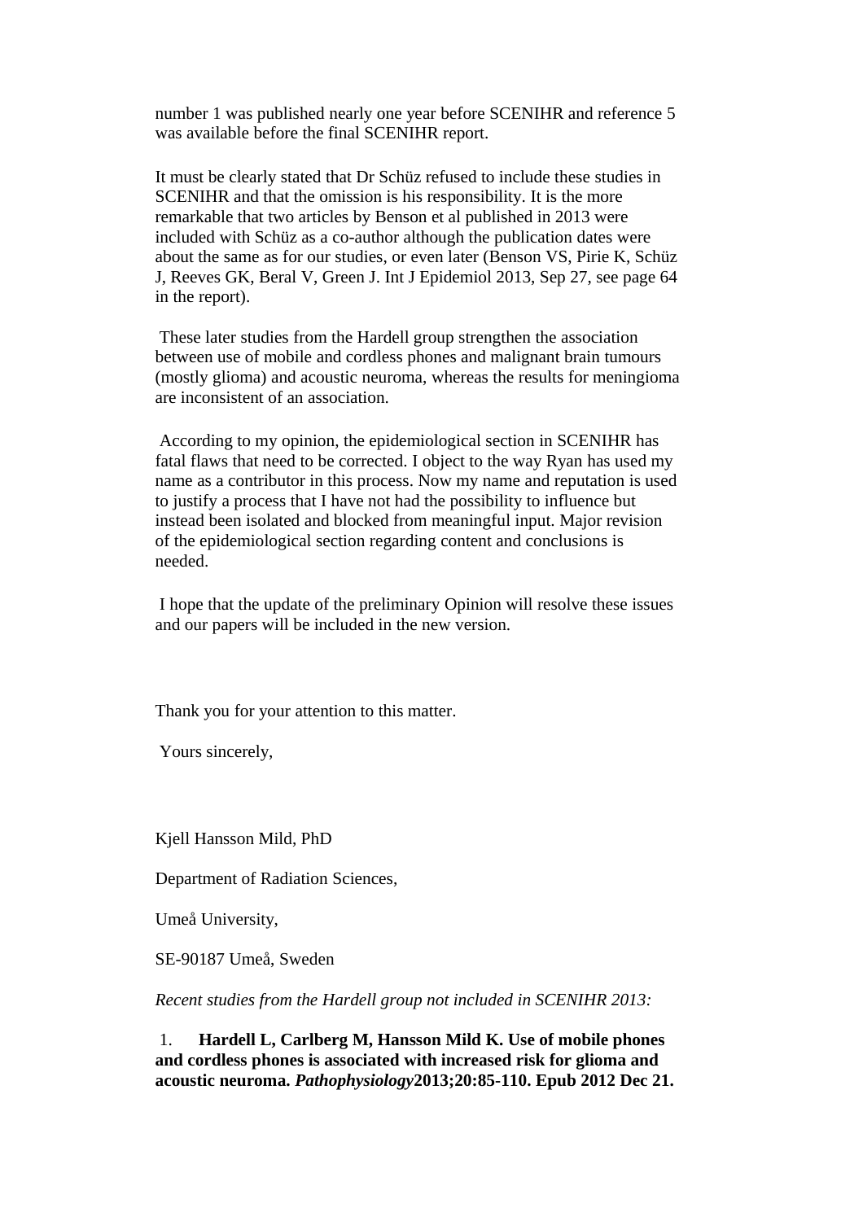number 1 was published nearly one year before SCENIHR and reference 5 was available before the final SCENIHR report.

It must be clearly stated that Dr Schüz refused to include these studies in SCENIHR and that the omission is his responsibility. It is the more remarkable that two articles by Benson et al published in 2013 were included with Schüz as a co-author although the publication dates were about the same as for our studies, or even later (Benson VS, Pirie K, Schüz J, Reeves GK, Beral V, Green J. Int J Epidemiol 2013, Sep 27, see page 64 in the report).

These later studies from the Hardell group strengthen the association between use of mobile and cordless phones and malignant brain tumours (mostly glioma) and acoustic neuroma, whereas the results for meningioma are inconsistent of an association.

According to my opinion, the epidemiological section in SCENIHR has fatal flaws that need to be corrected. I object to the way Ryan has used my name as a contributor in this process. Now my name and reputation is used to justify a process that I have not had the possibility to influence but instead been isolated and blocked from meaningful input. Major revision of the epidemiological section regarding content and conclusions is needed.

I hope that the update of the preliminary Opinion will resolve these issues and our papers will be included in the new version.

Thank you for your attention to this matter.

Yours sincerely,

Kjell Hansson Mild, PhD

Department of Radiation Sciences,

Umeå University,

SE-90187 Umeå, Sweden

*Recent studies from the Hardell group not included in SCENIHR 2013:*

1. **Hardell L, Carlberg M, Hansson Mild K. Use of mobile phones and cordless phones is associated with increased risk for glioma and acoustic neuroma. *Pathophysiology*2013;20:85-110. Epub 2012 Dec 21.**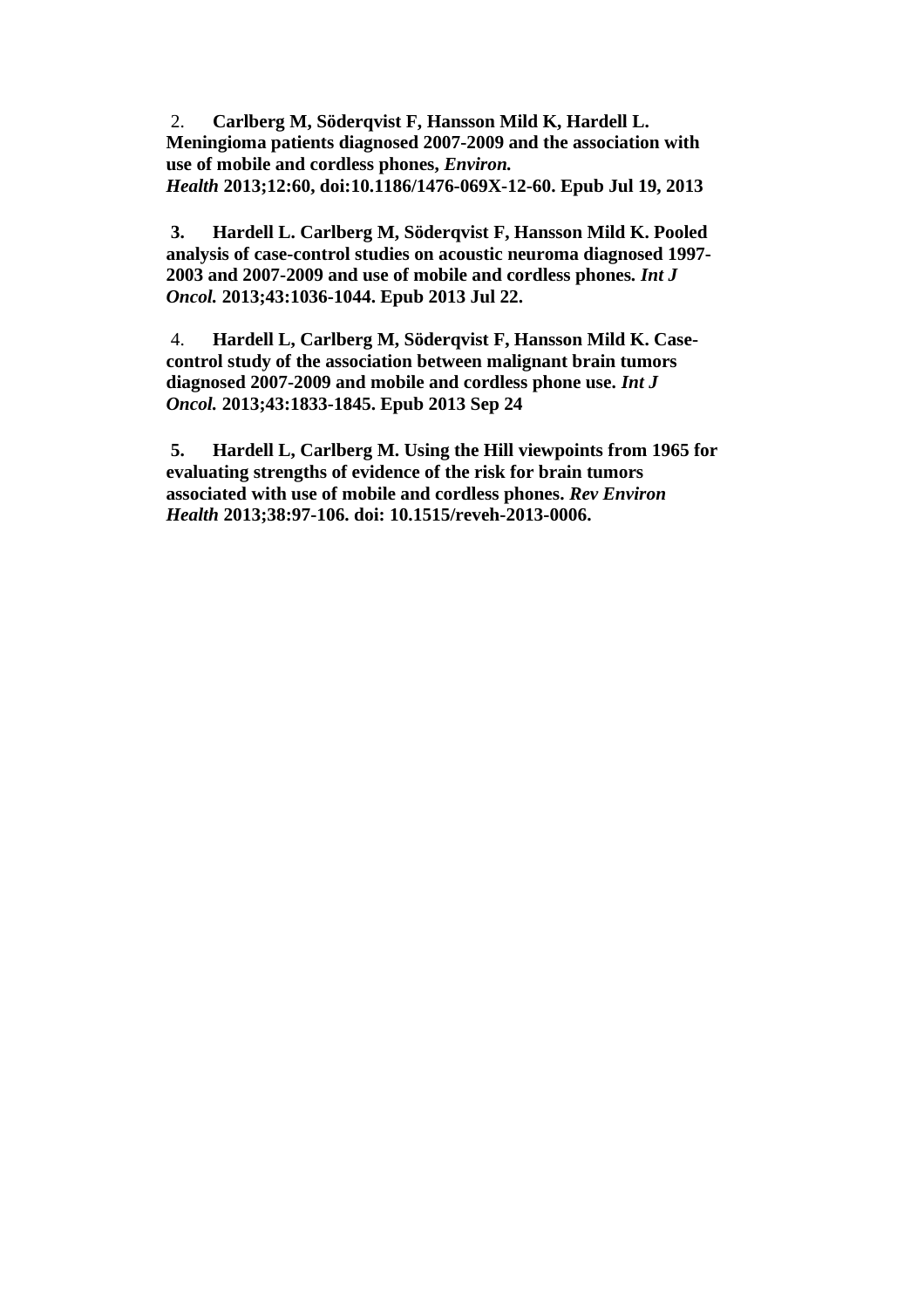2. **Carlberg M, Söderqvist F, Hansson Mild K, Hardell L. Meningioma patients diagnosed 2007-2009 and the association with use of mobile and cordless phones, *Environ. Health* 2013;12:60, doi:10.1186/1476-069X-12-60. Epub Jul 19, 2013**

3. **Hardell L. Carlberg M, Söderqvist F, Hansson Mild K. Pooled analysis of case-control studies on acoustic neuroma diagnosed 1997-2003 and 2007-2009 and use of mobile and cordless phones. *Int J Oncol.* 2013;43:1036-1044. Epub 2013 Jul 22.**

4. **Hardell L, Carlberg M, Söderqvist F, Hansson Mild K. Case-control study of the association between malignant brain tumors diagnosed 2007-2009 and mobile and cordless phone use. *Int J Oncol.* 2013;43:1833-1845. Epub 2013 Sep 24**

5. **Hardell L, Carlberg M. Using the Hill viewpoints from 1965 for evaluating strengths of evidence of the risk for brain tumors associated with use of mobile and cordless phones. *Rev Environ Health* 2013;38:97-106. doi: 10.1515/reveh-2013-0006.**